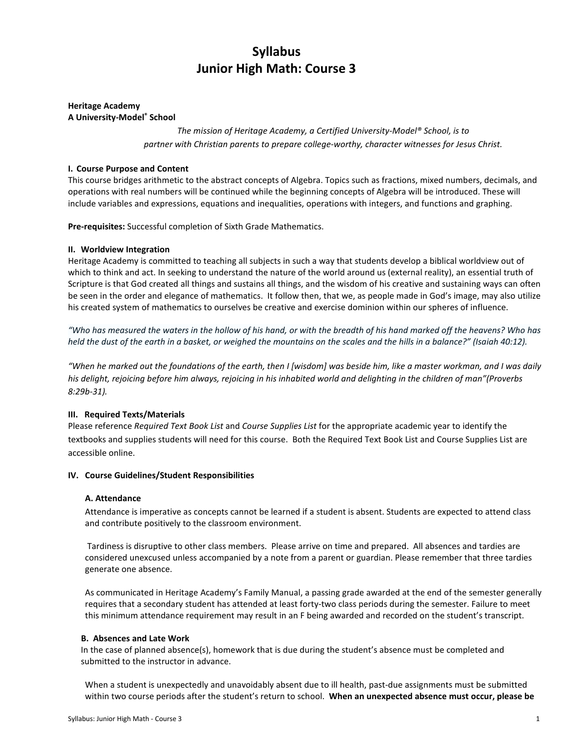# Syllabus
# Junior High Math: Course 3

**Heritage Academy**
**A University-Model® School**

*The mission of Heritage Academy, a Certified University-Model® School, is to partner with Christian parents to prepare college-worthy, character witnesses for Jesus Christ.*

### I. Course Purpose and Content

This course bridges arithmetic to the abstract concepts of Algebra. Topics such as fractions, mixed numbers, decimals, and operations with real numbers will be continued while the beginning concepts of Algebra will be introduced. These will include variables and expressions, equations and inequalities, operations with integers, and functions and graphing.

**Pre-requisites:** Successful completion of Sixth Grade Mathematics.

### II. Worldview Integration

Heritage Academy is committed to teaching all subjects in such a way that students develop a biblical worldview out of which to think and act. In seeking to understand the nature of the world around us (external reality), an essential truth of Scripture is that God created all things and sustains all things, and the wisdom of his creative and sustaining ways can often be seen in the order and elegance of mathematics. It follow then, that we, as people made in God's image, may also utilize his created system of mathematics to ourselves be creative and exercise dominion within our spheres of influence.

*"Who has measured the waters in the hollow of his hand, or with the breadth of his hand marked off the heavens? Who has held the dust of the earth in a basket, or weighed the mountains on the scales and the hills in a balance?" (Isaiah 40:12).*

*"When he marked out the foundations of the earth, then I [wisdom] was beside him, like a master workman, and I was daily his delight, rejoicing before him always, rejoicing in his inhabited world and delighting in the children of man"(Proverbs 8:29b-31).*

### III. Required Texts/Materials

Please reference *Required Text Book List* and *Course Supplies List* for the appropriate academic year to identify the textbooks and supplies students will need for this course. Both the Required Text Book List and Course Supplies List are accessible online.

### IV. Course Guidelines/Student Responsibilities

#### A. Attendance

Attendance is imperative as concepts cannot be learned if a student is absent. Students are expected to attend class and contribute positively to the classroom environment.

Tardiness is disruptive to other class members. Please arrive on time and prepared. All absences and tardies are considered unexcused unless accompanied by a note from a parent or guardian. Please remember that three tardies generate one absence.

As communicated in Heritage Academy's Family Manual, a passing grade awarded at the end of the semester generally requires that a secondary student has attended at least forty-two class periods during the semester. Failure to meet this minimum attendance requirement may result in an F being awarded and recorded on the student's transcript.

#### B. Absences and Late Work

In the case of planned absence(s), homework that is due during the student's absence must be completed and submitted to the instructor in advance.

When a student is unexpectedly and unavoidably absent due to ill health, past-due assignments must be submitted within two course periods after the student's return to school. **When an unexpected absence must occur, please be**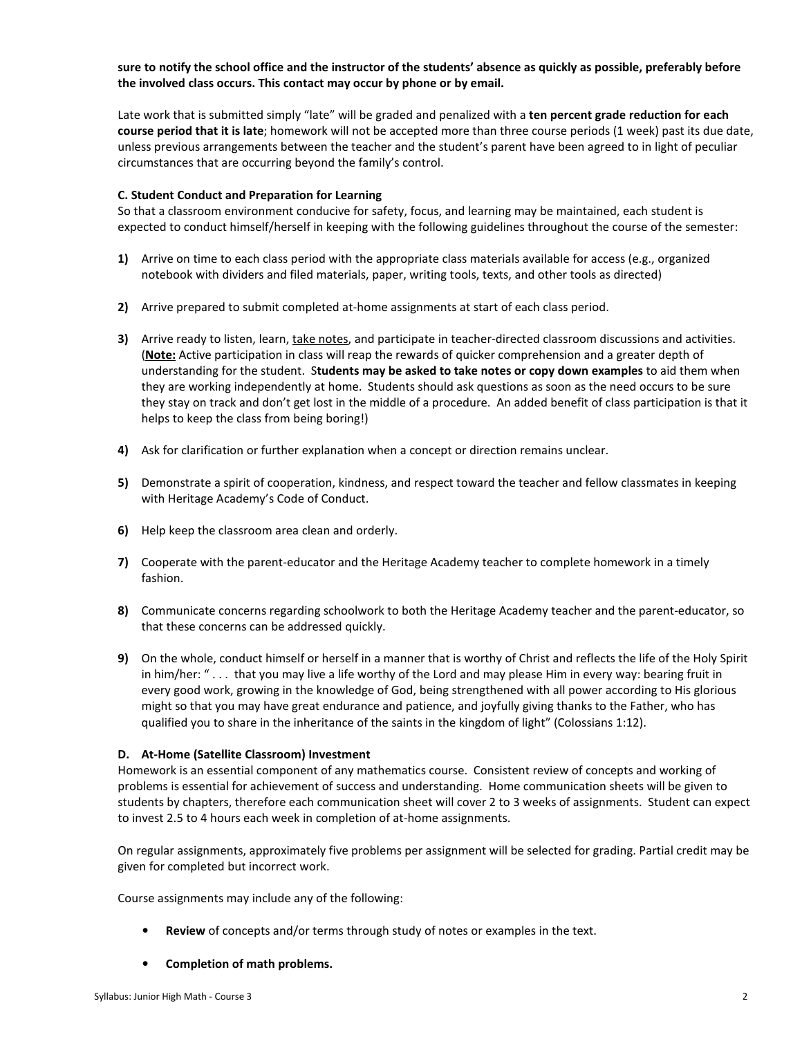**sure to notify the school office and the instructor of the students' absence as quickly as possible, preferably before the involved class occurs. This contact may occur by phone or by email.**

Late work that is submitted simply "late" will be graded and penalized with a **ten percent grade reduction for each course period that it is late**; homework will not be accepted more than three course periods (1 week) past its due date, unless previous arrangements between the teacher and the student's parent have been agreed to in light of peculiar circumstances that are occurring beyond the family's control.

#### C. Student Conduct and Preparation for Learning

So that a classroom environment conducive for safety, focus, and learning may be maintained, each student is expected to conduct himself/herself in keeping with the following guidelines throughout the course of the semester:

**1)** Arrive on time to each class period with the appropriate class materials available for access (e.g., organized notebook with dividers and filed materials, paper, writing tools, texts, and other tools as directed)

**2)** Arrive prepared to submit completed at-home assignments at start of each class period.

**3)** Arrive ready to listen, learn, <u>take notes</u>, and participate in teacher-directed classroom discussions and activities. (**<u>Note:</u>** Active participation in class will reap the rewards of quicker comprehension and a greater depth of understanding for the student. S**tudents may be asked to take notes or copy down examples** to aid them when they are working independently at home. Students should ask questions as soon as the need occurs to be sure they stay on track and don't get lost in the middle of a procedure. An added benefit of class participation is that it helps to keep the class from being boring!)

**4)** Ask for clarification or further explanation when a concept or direction remains unclear.

**5)** Demonstrate a spirit of cooperation, kindness, and respect toward the teacher and fellow classmates in keeping with Heritage Academy's Code of Conduct.

**6)** Help keep the classroom area clean and orderly.

**7)** Cooperate with the parent-educator and the Heritage Academy teacher to complete homework in a timely fashion.

**8)** Communicate concerns regarding schoolwork to both the Heritage Academy teacher and the parent-educator, so that these concerns can be addressed quickly.

**9)** On the whole, conduct himself or herself in a manner that is worthy of Christ and reflects the life of the Holy Spirit in him/her: " . . . that you may live a life worthy of the Lord and may please Him in every way: bearing fruit in every good work, growing in the knowledge of God, being strengthened with all power according to His glorious might so that you may have great endurance and patience, and joyfully giving thanks to the Father, who has qualified you to share in the inheritance of the saints in the kingdom of light" (Colossians 1:12).

#### D. At-Home (Satellite Classroom) Investment

Homework is an essential component of any mathematics course. Consistent review of concepts and working of problems is essential for achievement of success and understanding. Home communication sheets will be given to students by chapters, therefore each communication sheet will cover 2 to 3 weeks of assignments. Student can expect to invest 2.5 to 4 hours each week in completion of at-home assignments.

On regular assignments, approximately five problems per assignment will be selected for grading. Partial credit may be given for completed but incorrect work.

Course assignments may include any of the following:

- **Review** of concepts and/or terms through study of notes or examples in the text.
- **Completion of math problems.**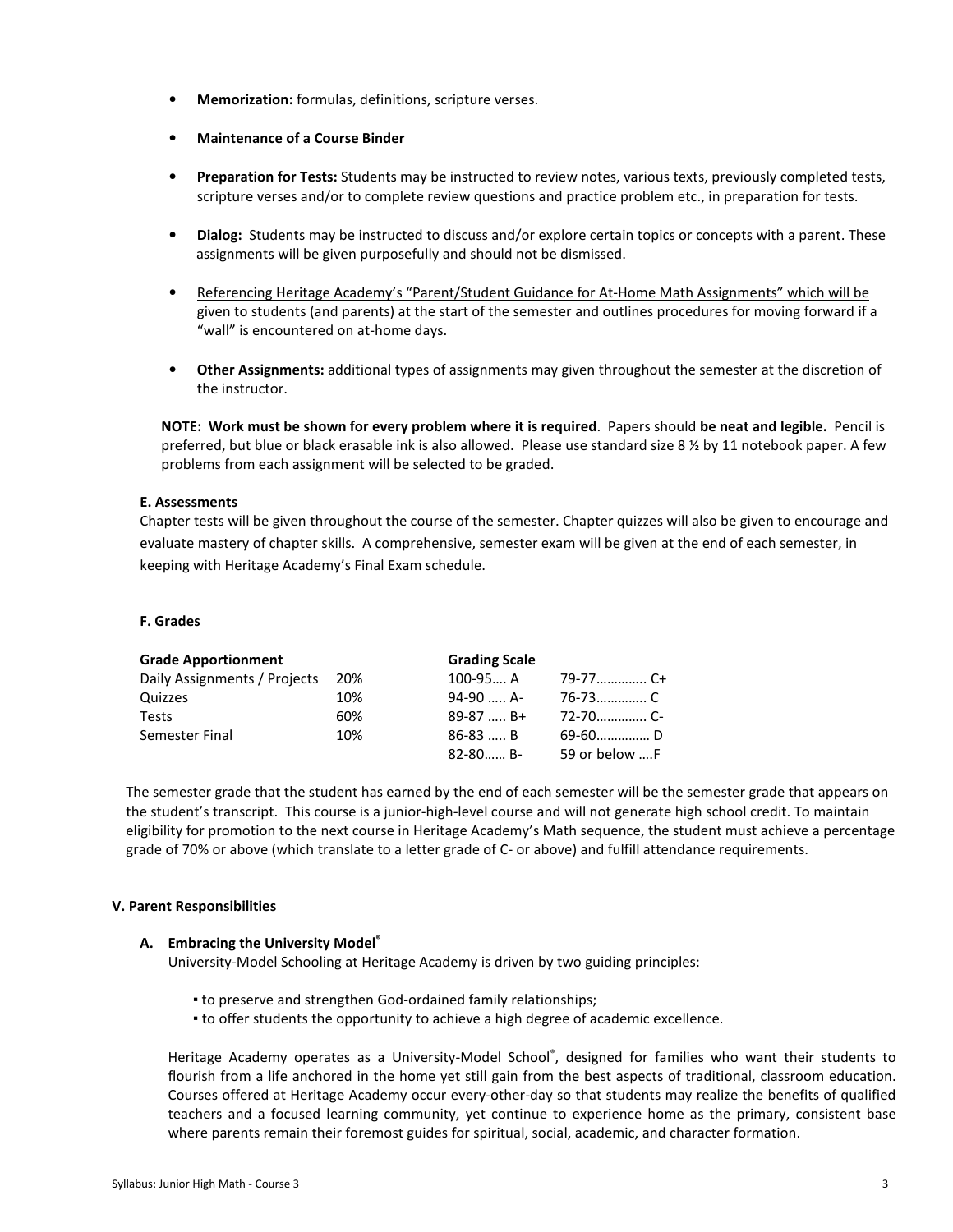- **Memorization:** formulas, definitions, scripture verses.

- **Maintenance of a Course Binder**

- **Preparation for Tests:** Students may be instructed to review notes, various texts, previously completed tests, scripture verses and/or to complete review questions and practice problem etc., in preparation for tests.

- **Dialog:** Students may be instructed to discuss and/or explore certain topics or concepts with a parent. These assignments will be given purposefully and should not be dismissed.

- <u>Referencing Heritage Academy's "Parent/Student Guidance for At-Home Math Assignments" which will be given to students (and parents) at the start of the semester and outlines procedures for moving forward if a "wall" is encountered on at-home days.</u>

- **Other Assignments:** additional types of assignments may given throughout the semester at the discretion of the instructor.

**NOTE: <u>Work must be shown for every problem where it is required</u>**. Papers should **be neat and legible.** Pencil is preferred, but blue or black erasable ink is also allowed. Please use standard size 8 ½ by 11 notebook paper. A few problems from each assignment will be selected to be graded.

#### E. Assessments

Chapter tests will be given throughout the course of the semester. Chapter quizzes will also be given to encourage and evaluate mastery of chapter skills. A comprehensive, semester exam will be given at the end of each semester, in keeping with Heritage Academy's Final Exam schedule.

#### F. Grades

| Grade Apportionment | | Grading Scale | |
|---|---|---|---|
| Daily Assignments / Projects | 20% | 100-95.... A | 79-77............. C+ |
| Quizzes | 10% | 94-90 ..... A- | 76-73............. C |
| Tests | 60% | 89-87 ..... B+ | 72-70............. C- |
| Semester Final | 10% | 86-83 ..... B | 69-60.............. D |
| | | 82-80...... B- | 59 or below ....F |

The semester grade that the student has earned by the end of each semester will be the semester grade that appears on the student's transcript. This course is a junior-high-level course and will not generate high school credit. To maintain eligibility for promotion to the next course in Heritage Academy's Math sequence, the student must achieve a percentage grade of 70% or above (which translate to a letter grade of C- or above) and fulfill attendance requirements.

### V. Parent Responsibilities

#### A. Embracing the University Model®

University-Model Schooling at Heritage Academy is driven by two guiding principles:

- to preserve and strengthen God-ordained family relationships;
- to offer students the opportunity to achieve a high degree of academic excellence.

Heritage Academy operates as a University-Model School®, designed for families who want their students to flourish from a life anchored in the home yet still gain from the best aspects of traditional, classroom education. Courses offered at Heritage Academy occur every-other-day so that students may realize the benefits of qualified teachers and a focused learning community, yet continue to experience home as the primary, consistent base where parents remain their foremost guides for spiritual, social, academic, and character formation.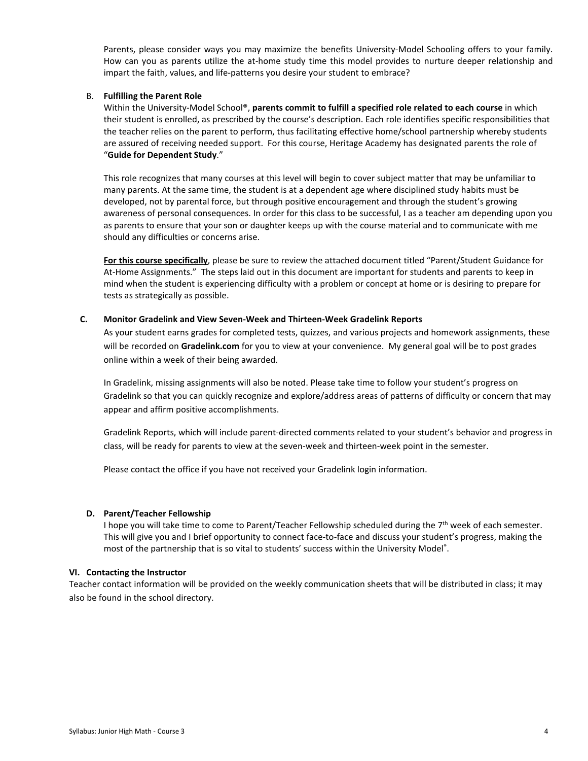Parents, please consider ways you may maximize the benefits University-Model Schooling offers to your family. How can you as parents utilize the at-home study time this model provides to nurture deeper relationship and impart the faith, values, and life-patterns you desire your student to embrace?

### B. Fulfilling the Parent Role

Within the University-Model School®, **parents commit to fulfill a specified role related to each course** in which their student is enrolled, as prescribed by the course's description. Each role identifies specific responsibilities that the teacher relies on the parent to perform, thus facilitating effective home/school partnership whereby students are assured of receiving needed support. For this course, Heritage Academy has designated parents the role of "**Guide for Dependent Study**."

This role recognizes that many courses at this level will begin to cover subject matter that may be unfamiliar to many parents. At the same time, the student is at a dependent age where disciplined study habits must be developed, not by parental force, but through positive encouragement and through the student's growing awareness of personal consequences. In order for this class to be successful, I as a teacher am depending upon you as parents to ensure that your son or daughter keeps up with the course material and to communicate with me should any difficulties or concerns arise.

**For this course specifically**, please be sure to review the attached document titled "Parent/Student Guidance for At-Home Assignments." The steps laid out in this document are important for students and parents to keep in mind when the student is experiencing difficulty with a problem or concept at home or is desiring to prepare for tests as strategically as possible.

### C. Monitor Gradelink and View Seven-Week and Thirteen-Week Gradelink Reports

As your student earns grades for completed tests, quizzes, and various projects and homework assignments, these will be recorded on **Gradelink.com** for you to view at your convenience. My general goal will be to post grades online within a week of their being awarded.

In Gradelink, missing assignments will also be noted. Please take time to follow your student's progress on Gradelink so that you can quickly recognize and explore/address areas of patterns of difficulty or concern that may appear and affirm positive accomplishments.

Gradelink Reports, which will include parent-directed comments related to your student's behavior and progress in class, will be ready for parents to view at the seven-week and thirteen-week point in the semester.

Please contact the office if you have not received your Gradelink login information.

### D. Parent/Teacher Fellowship

I hope you will take time to come to Parent/Teacher Fellowship scheduled during the 7th week of each semester. This will give you and I brief opportunity to connect face-to-face and discuss your student's progress, making the most of the partnership that is so vital to students' success within the University Model®.

## VI. Contacting the Instructor

Teacher contact information will be provided on the weekly communication sheets that will be distributed in class; it may also be found in the school directory.